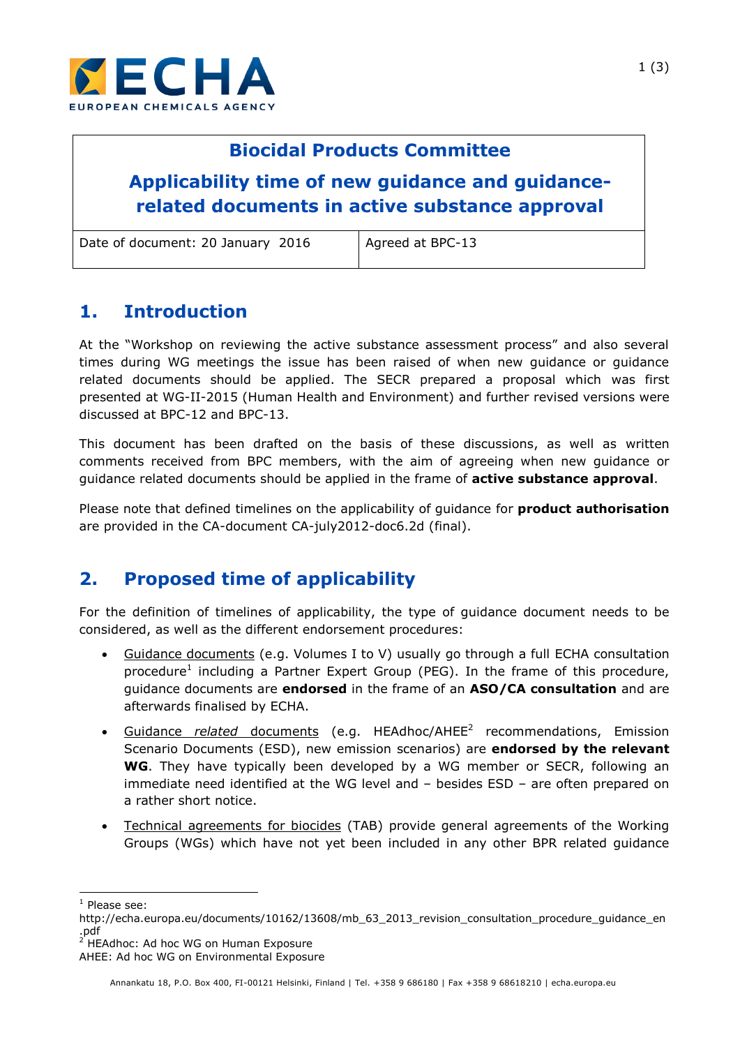# Biocidal Products Committee

# Applicability time of new guidance and guidance-related documents in active substance approval

| Date of document: 20 January 2016 | Agreed at BPC-13 |
| --- | --- |

## 1. Introduction

At the "Workshop on reviewing the active substance assessment process" and also several times during WG meetings the issue has been raised of when new guidance or guidance related documents should be applied. The SECR prepared a proposal which was first presented at WG-II-2015 (Human Health and Environment) and further revised versions were discussed at BPC-12 and BPC-13.

This document has been drafted on the basis of these discussions, as well as written comments received from BPC members, with the aim of agreeing when new guidance or guidance related documents should be applied in the frame of **active substance approval**.

Please note that defined timelines on the applicability of guidance for **product authorisation** are provided in the CA-document CA-july2012-doc6.2d (final).

## 2. Proposed time of applicability

For the definition of timelines of applicability, the type of guidance document needs to be considered, as well as the different endorsement procedures:

- Guidance documents (e.g. Volumes I to V) usually go through a full ECHA consultation procedure[1] including a Partner Expert Group (PEG). In the frame of this procedure, guidance documents are **endorsed** in the frame of an **ASO/CA consultation** and are afterwards finalised by ECHA.
- Guidance *related* documents (e.g. HEAdhoc/AHEE[2] recommendations, Emission Scenario Documents (ESD), new emission scenarios) are **endorsed by the relevant WG**. They have typically been developed by a WG member or SECR, following an immediate need identified at the WG level and – besides ESD – are often prepared on a rather short notice.
- Technical agreements for biocides (TAB) provide general agreements of the Working Groups (WGs) which have not yet been included in any other BPR related guidance

[1] Please see: http://echa.europa.eu/documents/10162/13608/mb_63_2013_revision_consultation_procedure_guidance_en.pdf

[2] HEAdhoc: Ad hoc WG on Human Exposure
AHEE: Ad hoc WG on Environmental Exposure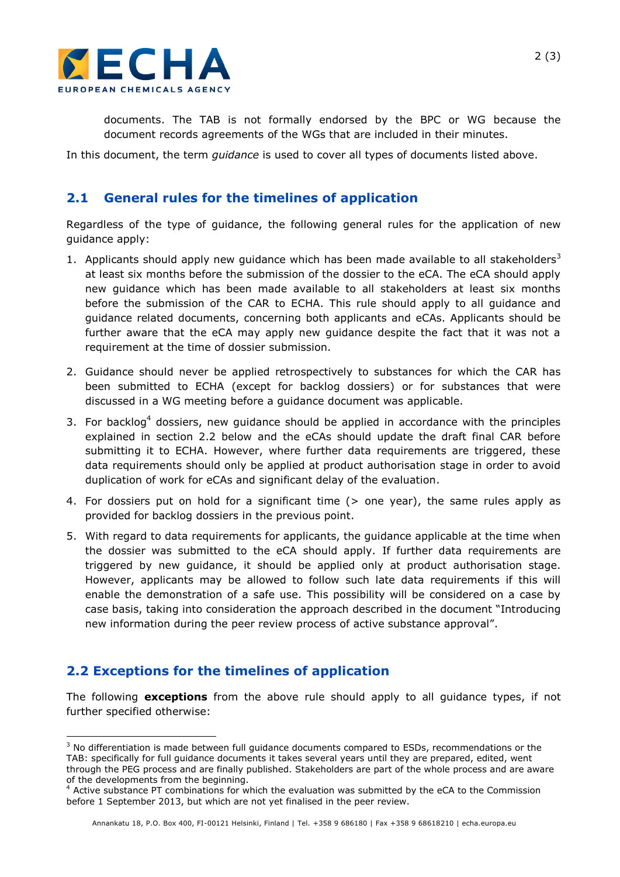documents. The TAB is not formally endorsed by the BPC or WG because the document records agreements of the WGs that are included in their minutes.

In this document, the term *guidance* is used to cover all types of documents listed above.

## 2.1 General rules for the timelines of application

Regardless of the type of guidance, the following general rules for the application of new guidance apply:

1. Applicants should apply new guidance which has been made available to all stakeholders[3] at least six months before the submission of the dossier to the eCA. The eCA should apply new guidance which has been made available to all stakeholders at least six months before the submission of the CAR to ECHA. This rule should apply to all guidance and guidance related documents, concerning both applicants and eCAs. Applicants should be further aware that the eCA may apply new guidance despite the fact that it was not a requirement at the time of dossier submission.

2. Guidance should never be applied retrospectively to substances for which the CAR has been submitted to ECHA (except for backlog dossiers) or for substances that were discussed in a WG meeting before a guidance document was applicable.

3. For backlog[4] dossiers, new guidance should be applied in accordance with the principles explained in section 2.2 below and the eCAs should update the draft final CAR before submitting it to ECHA. However, where further data requirements are triggered, these data requirements should only be applied at product authorisation stage in order to avoid duplication of work for eCAs and significant delay of the evaluation.

4. For dossiers put on hold for a significant time (> one year), the same rules apply as provided for backlog dossiers in the previous point.

5. With regard to data requirements for applicants, the guidance applicable at the time when the dossier was submitted to the eCA should apply. If further data requirements are triggered by new guidance, it should be applied only at product authorisation stage. However, applicants may be allowed to follow such late data requirements if this will enable the demonstration of a safe use. This possibility will be considered on a case by case basis, taking into consideration the approach described in the document "Introducing new information during the peer review process of active substance approval".

## 2.2 Exceptions for the timelines of application

The following **exceptions** from the above rule should apply to all guidance types, if not further specified otherwise:

---

[3] No differentiation is made between full guidance documents compared to ESDs, recommendations or the TAB: specifically for full guidance documents it takes several years until they are prepared, edited, went through the PEG process and are finally published. Stakeholders are part of the whole process and are aware of the developments from the beginning.

[4] Active substance PT combinations for which the evaluation was submitted by the eCA to the Commission before 1 September 2013, but which are not yet finalised in the peer review.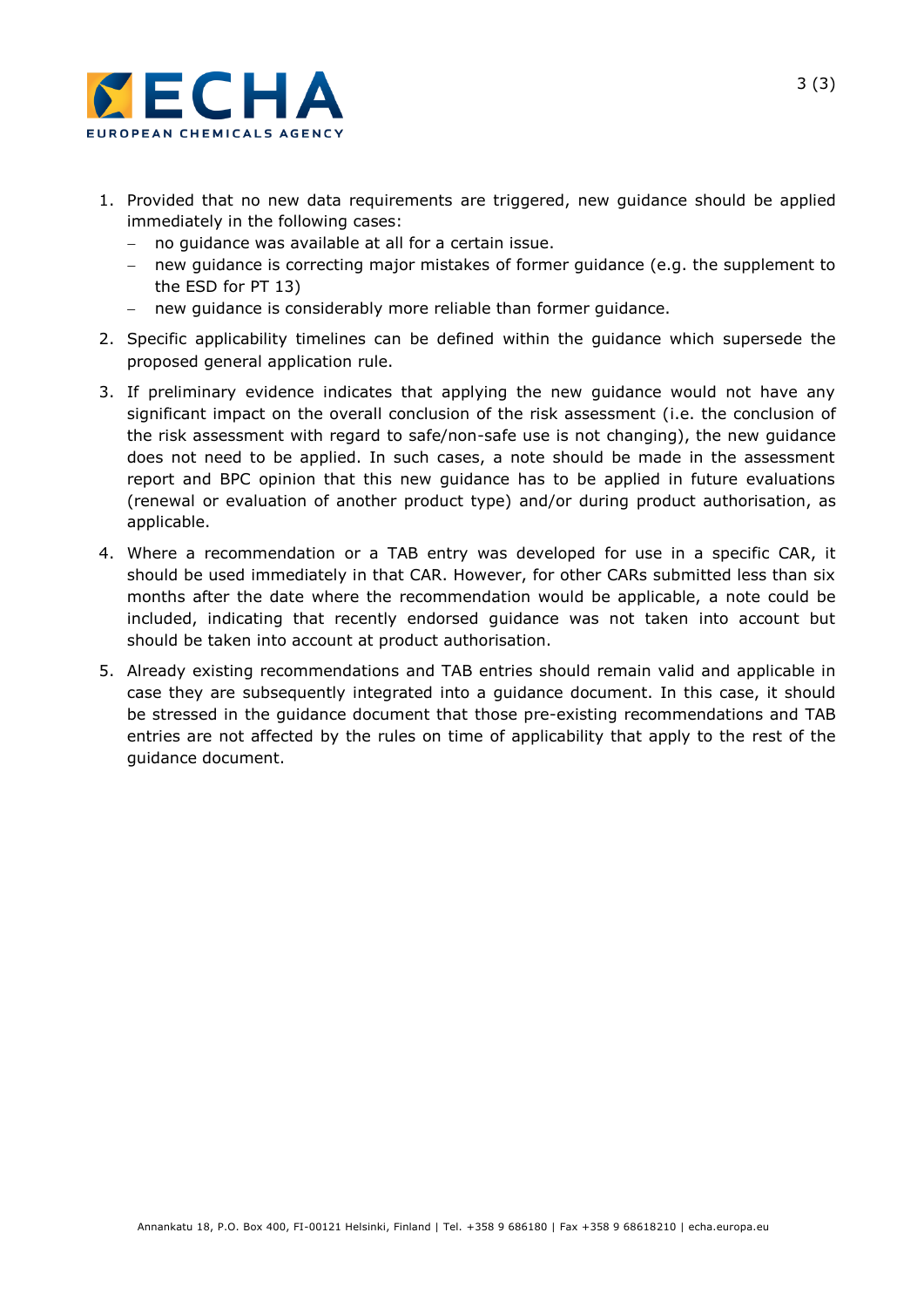1. Provided that no new data requirements are triggered, new guidance should be applied immediately in the following cases:
   - no guidance was available at all for a certain issue.
   - new guidance is correcting major mistakes of former guidance (e.g. the supplement to the ESD for PT 13)
   - new guidance is considerably more reliable than former guidance.
2. Specific applicability timelines can be defined within the guidance which supersede the proposed general application rule.
3. If preliminary evidence indicates that applying the new guidance would not have any significant impact on the overall conclusion of the risk assessment (i.e. the conclusion of the risk assessment with regard to safe/non-safe use is not changing), the new guidance does not need to be applied. In such cases, a note should be made in the assessment report and BPC opinion that this new guidance has to be applied in future evaluations (renewal or evaluation of another product type) and/or during product authorisation, as applicable.
4. Where a recommendation or a TAB entry was developed for use in a specific CAR, it should be used immediately in that CAR. However, for other CARs submitted less than six months after the date where the recommendation would be applicable, a note could be included, indicating that recently endorsed guidance was not taken into account but should be taken into account at product authorisation.
5. Already existing recommendations and TAB entries should remain valid and applicable in case they are subsequently integrated into a guidance document. In this case, it should be stressed in the guidance document that those pre-existing recommendations and TAB entries are not affected by the rules on time of applicability that apply to the rest of the guidance document.